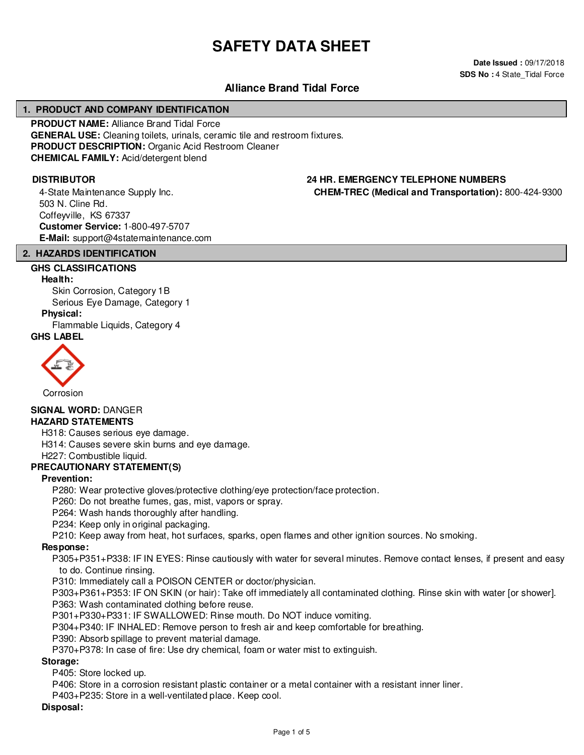# SAFETY DATA SHEET

**Date Issued :** 09/17/2018
**SDS No :** 4 State_Tidal Force

## Alliance Brand Tidal Force

## 1. PRODUCT AND COMPANY IDENTIFICATION

**PRODUCT NAME:** Alliance Brand Tidal Force
**GENERAL USE:** Cleaning toilets, urinals, ceramic tile and restroom fixtures.
**PRODUCT DESCRIPTION:** Organic Acid Restroom Cleaner
**CHEMICAL FAMILY:** Acid/detergent blend

**DISTRIBUTOR**

4-State Maintenance Supply Inc.
503 N. Cline Rd.
Coffeyville, KS 67337
**Customer Service:** 1-800-497-5707
**E-Mail:** support@4statemaintenance.com

**24 HR. EMERGENCY TELEPHONE NUMBERS**

**CHEM-TREC (Medical and Transportation):** 800-424-9300

## 2. HAZARDS IDENTIFICATION

**GHS CLASSIFICATIONS**

**Health:**

Skin Corrosion, Category 1B
Serious Eye Damage, Category 1

**Physical:**

Flammable Liquids, Category 4

**GHS LABEL**

Corrosion

**SIGNAL WORD:** DANGER

**HAZARD STATEMENTS**

H318: Causes serious eye damage.
H314: Causes severe skin burns and eye damage.
H227: Combustible liquid.

**PRECAUTIONARY STATEMENT(S)**

**Prevention:**

P280: Wear protective gloves/protective clothing/eye protection/face protection.
P260: Do not breathe fumes, gas, mist, vapors or spray.
P264: Wash hands thoroughly after handling.
P234: Keep only in original packaging.
P210: Keep away from heat, hot surfaces, sparks, open flames and other ignition sources. No smoking.

**Response:**

P305+P351+P338: IF IN EYES: Rinse cautiously with water for several minutes. Remove contact lenses, if present and easy to do. Continue rinsing.
P310: Immediately call a POISON CENTER or doctor/physician.
P303+P361+P353: IF ON SKIN (or hair): Take off immediately all contaminated clothing. Rinse skin with water [or shower].
P363: Wash contaminated clothing before reuse.
P301+P330+P331: IF SWALLOWED: Rinse mouth. Do NOT induce vomiting.
P304+P340: IF INHALED: Remove person to fresh air and keep comfortable for breathing.
P390: Absorb spillage to prevent material damage.
P370+P378: In case of fire: Use dry chemical, foam or water mist to extinguish.

**Storage:**

P405: Store locked up.
P406: Store in a corrosion resistant plastic container or a metal container with a resistant inner liner.
P403+P235: Store in a well-ventilated place. Keep cool.

**Disposal:**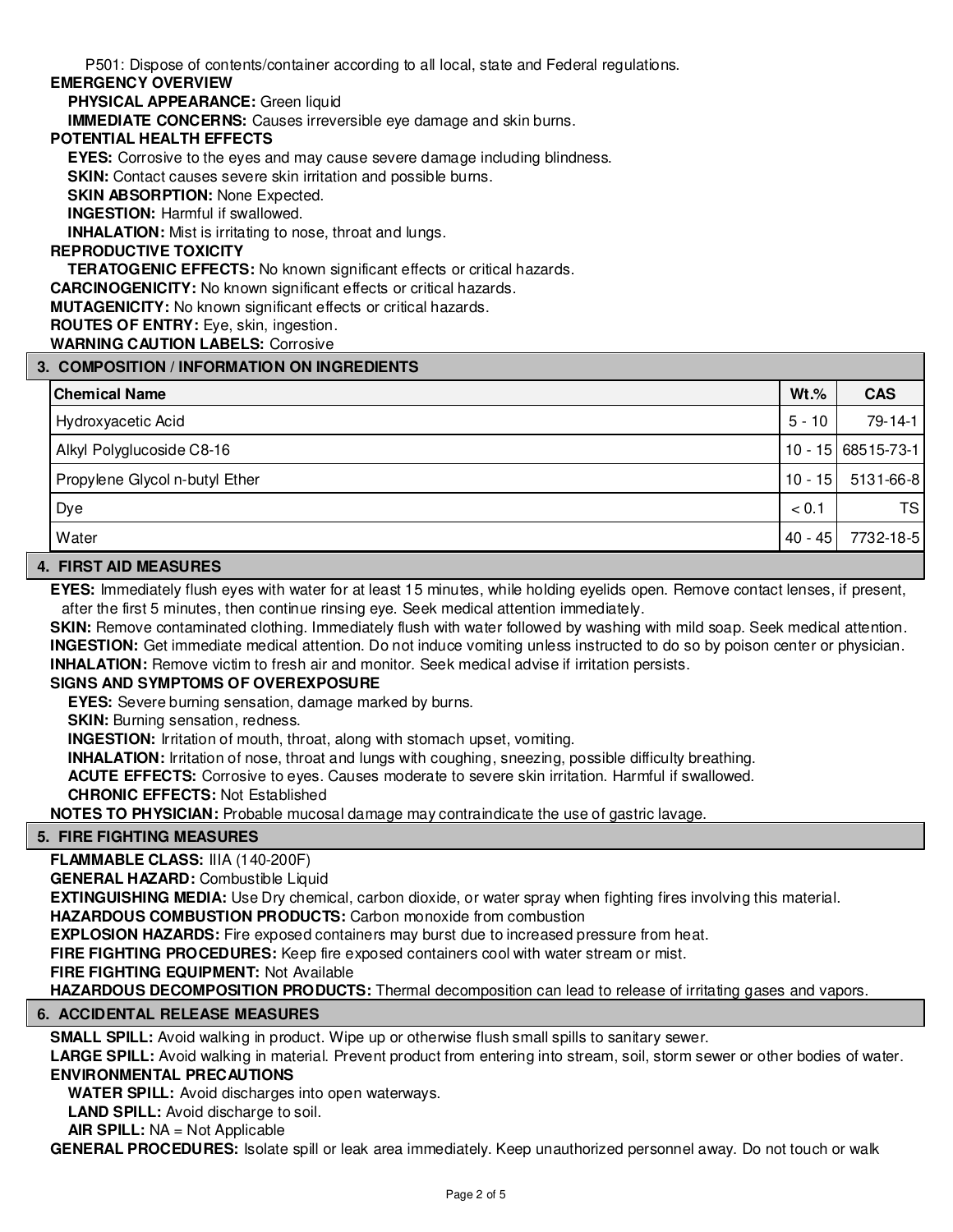P501: Dispose of contents/container according to all local, state and Federal regulations.

**EMERGENCY OVERVIEW**

**PHYSICAL APPEARANCE:** Green liquid

**IMMEDIATE CONCERNS:** Causes irreversible eye damage and skin burns.

**POTENTIAL HEALTH EFFECTS**

**EYES:** Corrosive to the eyes and may cause severe damage including blindness.

**SKIN:** Contact causes severe skin irritation and possible burns.

**SKIN ABSORPTION:** None Expected.

**INGESTION:** Harmful if swallowed.

**INHALATION:** Mist is irritating to nose, throat and lungs.

**REPRODUCTIVE TOXICITY**

**TERATOGENIC EFFECTS:** No known significant effects or critical hazards.

**CARCINOGENICITY:** No known significant effects or critical hazards.

**MUTAGENICITY:** No known significant effects or critical hazards.

**ROUTES OF ENTRY:** Eye, skin, ingestion.

**WARNING CAUTION LABELS:** Corrosive

## 3. COMPOSITION / INFORMATION ON INGREDIENTS

| Chemical Name | Wt.% | CAS |
|---|---|---|
| Hydroxyacetic Acid | 5 - 10 | 79-14-1 |
| Alkyl Polyglucoside C8-16 | 10 - 15 | 68515-73-1 |
| Propylene Glycol n-butyl Ether | 10 - 15 | 5131-66-8 |
| Dye | < 0.1 | TS |
| Water | 40 - 45 | 7732-18-5 |

## 4. FIRST AID MEASURES

**EYES:** Immediately flush eyes with water for at least 15 minutes, while holding eyelids open. Remove contact lenses, if present, after the first 5 minutes, then continue rinsing eye. Seek medical attention immediately.

**SKIN:** Remove contaminated clothing. Immediately flush with water followed by washing with mild soap. Seek medical attention.

**INGESTION:** Get immediate medical attention. Do not induce vomiting unless instructed to do so by poison center or physician.

**INHALATION:** Remove victim to fresh air and monitor. Seek medical advise if irritation persists.

**SIGNS AND SYMPTOMS OF OVEREXPOSURE**

**EYES:** Severe burning sensation, damage marked by burns.

**SKIN:** Burning sensation, redness.

**INGESTION:** Irritation of mouth, throat, along with stomach upset, vomiting.

**INHALATION:** Irritation of nose, throat and lungs with coughing, sneezing, possible difficulty breathing.

**ACUTE EFFECTS:** Corrosive to eyes. Causes moderate to severe skin irritation. Harmful if swallowed.

**CHRONIC EFFECTS:** Not Established

**NOTES TO PHYSICIAN:** Probable mucosal damage may contraindicate the use of gastric lavage.

## 5. FIRE FIGHTING MEASURES

**FLAMMABLE CLASS:** IIIA (140-200F)

**GENERAL HAZARD:** Combustible Liquid

**EXTINGUISHING MEDIA:** Use Dry chemical, carbon dioxide, or water spray when fighting fires involving this material.

**HAZARDOUS COMBUSTION PRODUCTS:** Carbon monoxide from combustion

**EXPLOSION HAZARDS:** Fire exposed containers may burst due to increased pressure from heat.

**FIRE FIGHTING PROCEDURES:** Keep fire exposed containers cool with water stream or mist.

**FIRE FIGHTING EQUIPMENT:** Not Available

**HAZARDOUS DECOMPOSITION PRODUCTS:** Thermal decomposition can lead to release of irritating gases and vapors.

## 6. ACCIDENTAL RELEASE MEASURES

**SMALL SPILL:** Avoid walking in product. Wipe up or otherwise flush small spills to sanitary sewer.

**LARGE SPILL:** Avoid walking in material. Prevent product from entering into stream, soil, storm sewer or other bodies of water.

**ENVIRONMENTAL PRECAUTIONS**

**WATER SPILL:** Avoid discharges into open waterways.

**LAND SPILL:** Avoid discharge to soil.

**AIR SPILL:** NA = Not Applicable

**GENERAL PROCEDURES:** Isolate spill or leak area immediately. Keep unauthorized personnel away. Do not touch or walk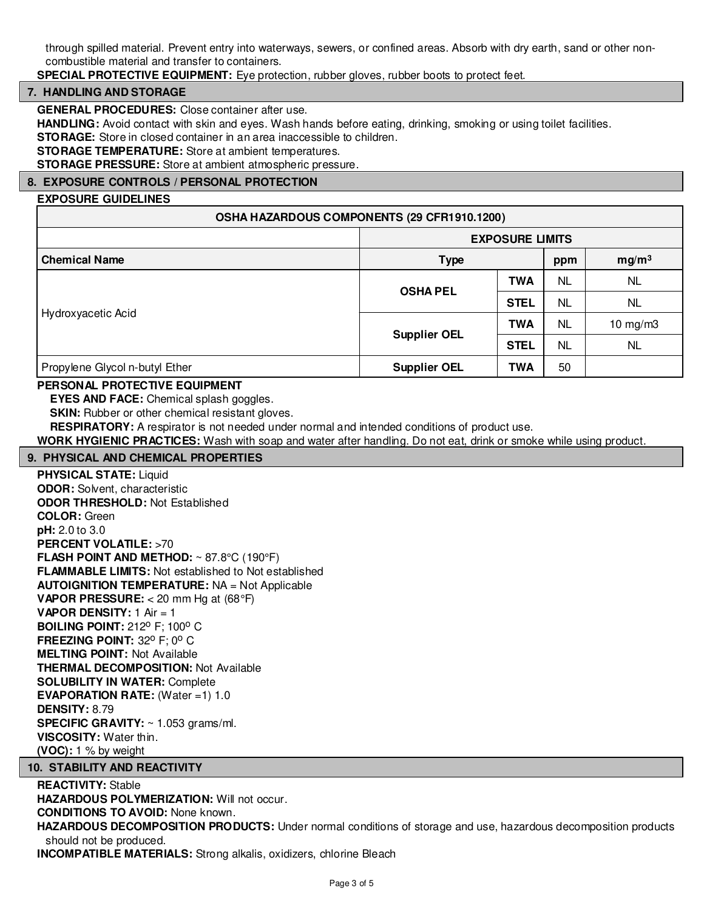through spilled material. Prevent entry into waterways, sewers, or confined areas. Absorb with dry earth, sand or other non-combustible material and transfer to containers.

**SPECIAL PROTECTIVE EQUIPMENT:** Eye protection, rubber gloves, rubber boots to protect feet.

## 7. HANDLING AND STORAGE

**GENERAL PROCEDURES:** Close container after use.

**HANDLING:** Avoid contact with skin and eyes. Wash hands before eating, drinking, smoking or using toilet facilities.

**STORAGE:** Store in closed container in an area inaccessible to children.

**STORAGE TEMPERATURE:** Store at ambient temperatures.

**STORAGE PRESSURE:** Store at ambient atmospheric pressure.

## 8. EXPOSURE CONTROLS / PERSONAL PROTECTION

**EXPOSURE GUIDELINES**

| OSHA HAZARDOUS COMPONENTS (29 CFR1910.1200) | | | | |
|---|---|---|---|---|
| | EXPOSURE LIMITS | | | |
| **Chemical Name** | **Type** | | **ppm** | **$mg/m^3$** |
| Hydroxyacetic Acid | **OSHA PEL** | **TWA** | NL | NL |
| | | **STEL** | NL | NL |
| | **Supplier OEL** | **TWA** | NL | 10 mg/m3 |
| | | **STEL** | NL | NL |
| Propylene Glycol n-butyl Ether | **Supplier OEL** | **TWA** | 50 | |

**PERSONAL PROTECTIVE EQUIPMENT**

**EYES AND FACE:** Chemical splash goggles.

**SKIN:** Rubber or other chemical resistant gloves.

**RESPIRATORY:** A respirator is not needed under normal and intended conditions of product use.

**WORK HYGIENIC PRACTICES:** Wash with soap and water after handling. Do not eat, drink or smoke while using product.

## 9. PHYSICAL AND CHEMICAL PROPERTIES

**PHYSICAL STATE:** Liquid
**ODOR:** Solvent, characteristic
**ODOR THRESHOLD:** Not Established
**COLOR:** Green
**pH:** 2.0 to 3.0
**PERCENT VOLATILE:** >70
**FLASH POINT AND METHOD:** ~ 87.8°C (190°F)
**FLAMMABLE LIMITS:** Not established to Not established
**AUTOIGNITION TEMPERATURE:** NA = Not Applicable
**VAPOR PRESSURE:** < 20 mm Hg at (68°F)
**VAPOR DENSITY:** 1 Air = 1
**BOILING POINT:** 212° F; 100° C
**FREEZING POINT:** 32° F; 0° C
**MELTING POINT:** Not Available
**THERMAL DECOMPOSITION:** Not Available
**SOLUBILITY IN WATER:** Complete
**EVAPORATION RATE:** (Water =1) 1.0
**DENSITY:** 8.79
**SPECIFIC GRAVITY:** ~ 1.053 grams/ml.
**VISCOSITY:** Water thin.
**(VOC):** 1 % by weight

## 10. STABILITY AND REACTIVITY

**REACTIVITY:** Stable

**HAZARDOUS POLYMERIZATION:** Will not occur.

**CONDITIONS TO AVOID:** None known.

**HAZARDOUS DECOMPOSITION PRODUCTS:** Under normal conditions of storage and use, hazardous decomposition products should not be produced.

**INCOMPATIBLE MATERIALS:** Strong alkalis, oxidizers, chlorine Bleach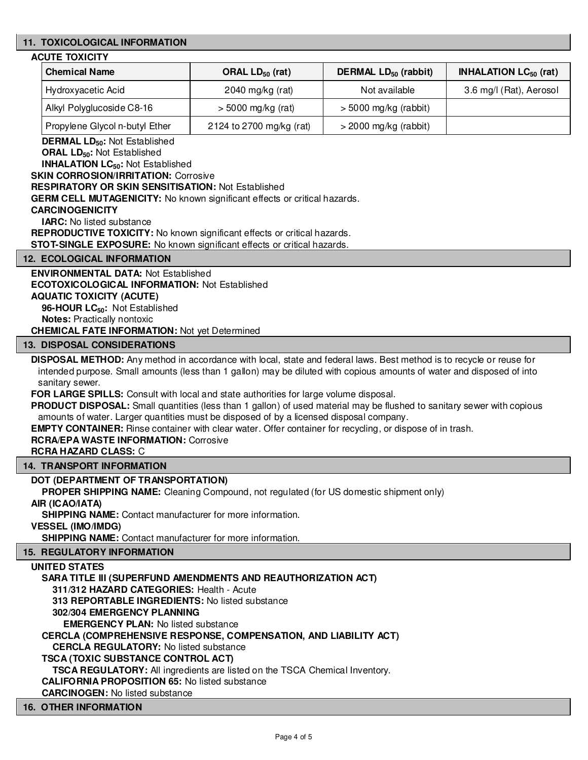## 11. TOXICOLOGICAL INFORMATION

**ACUTE TOXICITY**

| Chemical Name | ORAL $LD_{50}$ (rat) | DERMAL $LD_{50}$ (rabbit) | INHALATION $LC_{50}$ (rat) |
|---|---|---|---|
| Hydroxyacetic Acid | 2040 mg/kg (rat) | Not available | 3.6 mg/l (Rat), Aerosol |
| Alkyl Polyglucoside C8-16 | > 5000 mg/kg (rat) | > 5000 mg/kg (rabbit) | |
| Propylene Glycol n-butyl Ether | 2124 to 2700 mg/kg (rat) | > 2000 mg/kg (rabbit) | |

**DERMAL $LD_{50}$:** Not Established
**ORAL $LD_{50}$:** Not Established
**INHALATION $LC_{50}$:** Not Established
**SKIN CORROSION/IRRITATION:** Corrosive
**RESPIRATORY OR SKIN SENSITISATION:** Not Established
**GERM CELL MUTAGENICITY:** No known significant effects or critical hazards.
**CARCINOGENICITY**
**IARC:** No listed substance
**REPRODUCTIVE TOXICITY:** No known significant effects or critical hazards.
**STOT-SINGLE EXPOSURE:** No known significant effects or critical hazards.

## 12. ECOLOGICAL INFORMATION

**ENVIRONMENTAL DATA:** Not Established
**ECOTOXICOLOGICAL INFORMATION:** Not Established
**AQUATIC TOXICITY (ACUTE)**
**96-HOUR $LC_{50}$:** Not Established
**Notes:** Practically nontoxic
**CHEMICAL FATE INFORMATION:** Not yet Determined

## 13. DISPOSAL CONSIDERATIONS

**DISPOSAL METHOD:** Any method in accordance with local, state and federal laws. Best method is to recycle or reuse for intended purpose. Small amounts (less than 1 gallon) may be diluted with copious amounts of water and disposed of into sanitary sewer.
**FOR LARGE SPILLS:** Consult with local and state authorities for large volume disposal.
**PRODUCT DISPOSAL:** Small quantities (less than 1 gallon) of used material may be flushed to sanitary sewer with copious amounts of water. Larger quantities must be disposed of by a licensed disposal company.
**EMPTY CONTAINER:** Rinse container with clear water. Offer container for recycling, or dispose of in trash.
**RCRA/EPA WASTE INFORMATION:** Corrosive
**RCRA HAZARD CLASS:** C

## 14. TRANSPORT INFORMATION

**DOT (DEPARTMENT OF TRANSPORTATION)**
**PROPER SHIPPING NAME:** Cleaning Compound, not regulated (for US domestic shipment only)
**AIR (ICAO/IATA)**
**SHIPPING NAME:** Contact manufacturer for more information.
**VESSEL (IMO/IMDG)**
**SHIPPING NAME:** Contact manufacturer for more information.

## 15. REGULATORY INFORMATION

**UNITED STATES**
**SARA TITLE III (SUPERFUND AMENDMENTS AND REAUTHORIZATION ACT)**
**311/312 HAZARD CATEGORIES:** Health - Acute
**313 REPORTABLE INGREDIENTS:** No listed substance
**302/304 EMERGENCY PLANNING**
**EMERGENCY PLAN:** No listed substance
**CERCLA (COMPREHENSIVE RESPONSE, COMPENSATION, AND LIABILITY ACT)**
**CERCLA REGULATORY:** No listed substance
**TSCA (TOXIC SUBSTANCE CONTROL ACT)**
**TSCA REGULATORY:** All ingredients are listed on the TSCA Chemical Inventory.
**CALIFORNIA PROPOSITION 65:** No listed substance
**CARCINOGEN:** No listed substance

## 16. OTHER INFORMATION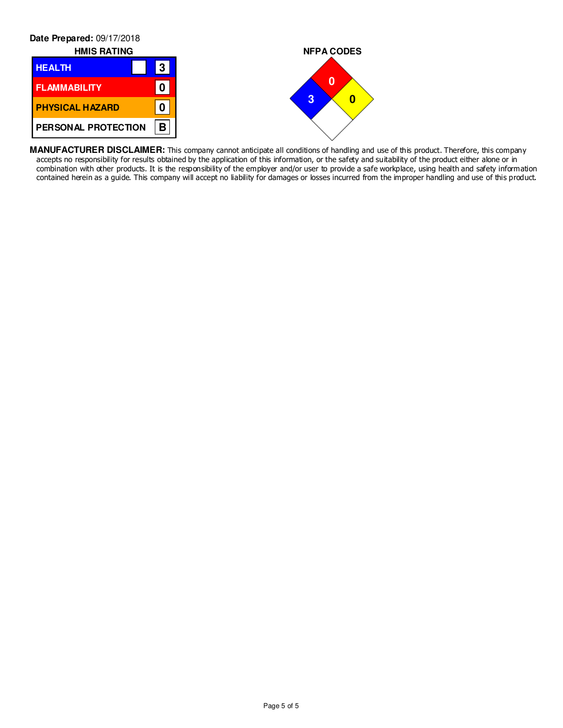**Date Prepared:** 09/17/2018

**HMIS RATING**

| | |
|---|---|
| HEALTH | 3 |
| FLAMMABILITY | 0 |
| PHYSICAL HAZARD | 0 |
| PERSONAL PROTECTION | B |

**NFPA CODES**

0

3

0

**MANUFACTURER DISCLAIMER:** This company cannot anticipate all conditions of handling and use of this product. Therefore, this company accepts no responsibility for results obtained by the application of this information, or the safety and suitability of the product either alone or in combination with other products. It is the responsibility of the employer and/or user to provide a safe workplace, using health and safety information contained herein as a guide. This company will accept no liability for damages or losses incurred from the improper handling and use of this product.